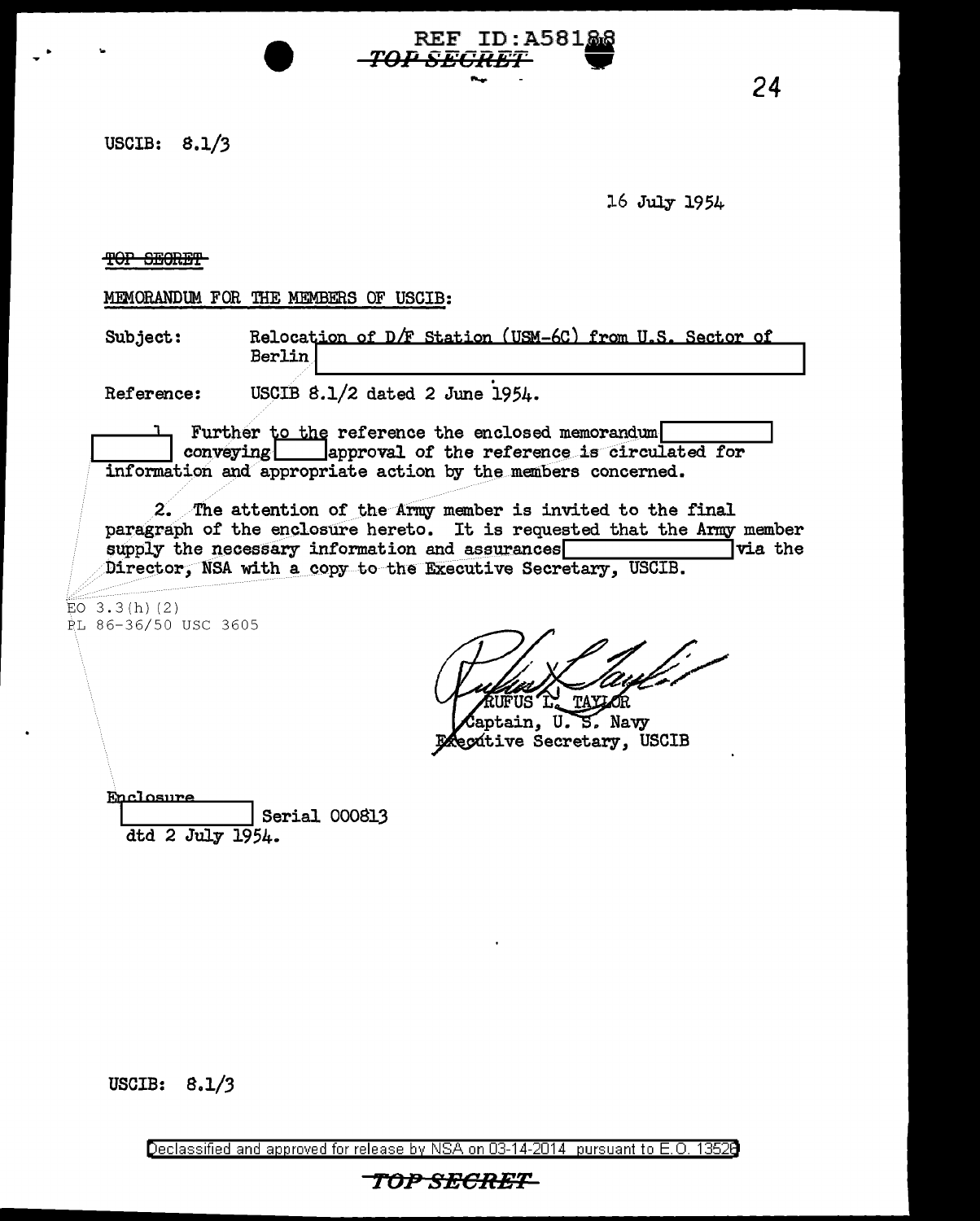REF ID:A58188
~~TOP SECRET~~

USCIB: 8.1/3

16 July 1954

~~TOP SECRET~~

MEMORANDUM FOR THE MEMBERS OF USCIB:

Subject: Relocation of D/F Station (USM-6C) from U.S. Sector of Berlin [REDACTED]

Reference: USCIB 8.1/2 dated 2 June 1954.

1. Further to the reference the enclosed memorandum [REDACTED] conveying [REDACTED] approval of the reference is circulated for information and appropriate action by the members concerned.

2. The attention of the Army member is invited to the final paragraph of the enclosure hereto. It is requested that the Army member supply the necessary information and assurances [REDACTED] via the Director, NSA with a copy to the Executive Secretary, USCIB.

EO 3.3(h)(2)
PL 86-36/50 USC 3605

RUFUS L. TAYLOR
Captain, U. S. Navy
Executive Secretary, USCIB

Enclosure
[REDACTED] Serial 000813
dtd 2 July 1954.

USCIB: 8.1/3

Declassified and approved for release by NSA on 03-14-2014 pursuant to E.O. 13526

~~TOP SECRET~~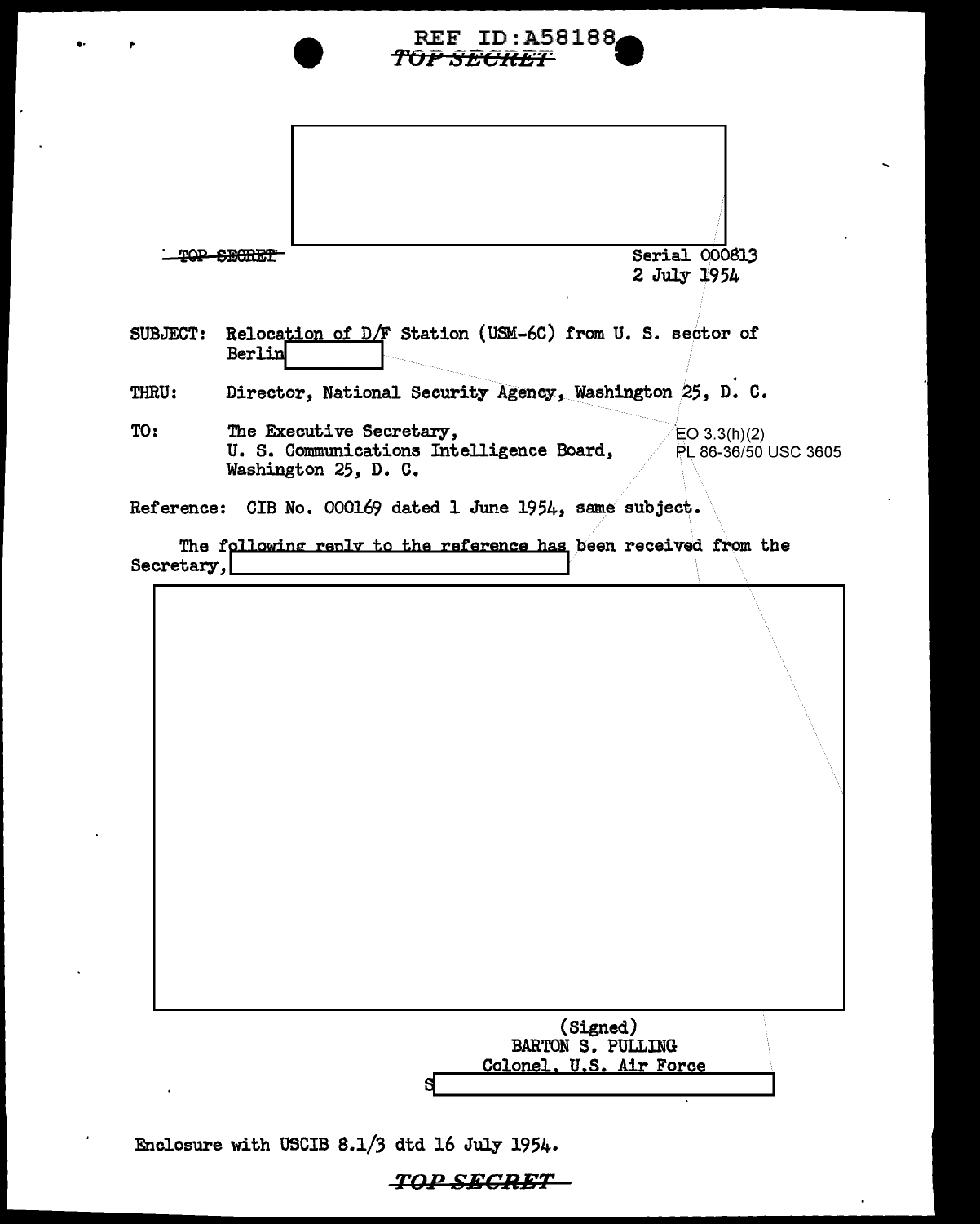REF ID:A58188

~~TOP SECRET~~

~~TOP SECRET~~

Serial 000813
2 July 1954

SUBJECT: Relocation of D/F Station (USM-6C) from U. S. sector of Berlin

THRU: Director, National Security Agency, Washington 25, D. C.

TO: The Executive Secretary,
U. S. Communications Intelligence Board,
Washington 25, D. C.

EO 3.3(h)(2)
PL 86-36/50 USC 3605

Reference: CIB No. 000169 dated 1 June 1954, same subject.

The following reply to the reference has been received from the Secretary,

(Signed)
BARTON S. PULLING
Colonel, U.S. Air Force
S

Enclosure with USCIB 8.1/3 dtd 16 July 1954.

~~TOP SECRET~~